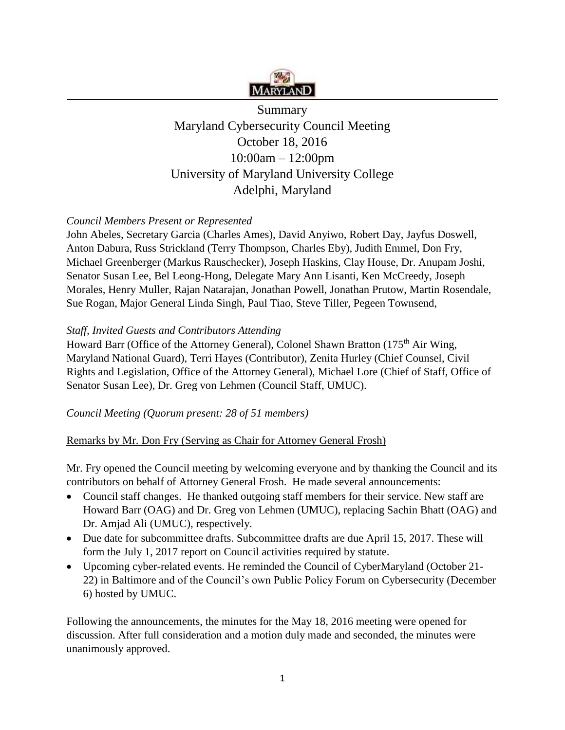# Summary
# Maryland Cybersecurity Council Meeting
# October 18, 2016
# 10:00am – 12:00pm
# University of Maryland University College
# Adelphi, Maryland

*Council Members Present or Represented*

John Abeles, Secretary Garcia (Charles Ames), David Anyiwo, Robert Day, Jayfus Doswell, Anton Dabura, Russ Strickland (Terry Thompson, Charles Eby), Judith Emmel, Don Fry, Michael Greenberger (Markus Rauschecker), Joseph Haskins, Clay House, Dr. Anupam Joshi, Senator Susan Lee, Bel Leong-Hong, Delegate Mary Ann Lisanti, Ken McCreedy, Joseph Morales, Henry Muller, Rajan Natarajan, Jonathan Powell, Jonathan Prutow, Martin Rosendale, Sue Rogan, Major General Linda Singh, Paul Tiao, Steve Tiller, Pegeen Townsend,

*Staff, Invited Guests and Contributors Attending*

Howard Barr (Office of the Attorney General), Colonel Shawn Bratton (175th Air Wing, Maryland National Guard), Terri Hayes (Contributor), Zenita Hurley (Chief Counsel, Civil Rights and Legislation, Office of the Attorney General), Michael Lore (Chief of Staff, Office of Senator Susan Lee), Dr. Greg von Lehmen (Council Staff, UMUC).

*Council Meeting (Quorum present: 28 of 51 members)*

<u>Remarks by Mr. Don Fry (Serving as Chair for Attorney General Frosh)</u>

Mr. Fry opened the Council meeting by welcoming everyone and by thanking the Council and its contributors on behalf of Attorney General Frosh. He made several announcements:

- Council staff changes. He thanked outgoing staff members for their service. New staff are Howard Barr (OAG) and Dr. Greg von Lehmen (UMUC), replacing Sachin Bhatt (OAG) and Dr. Amjad Ali (UMUC), respectively.
- Due date for subcommittee drafts. Subcommittee drafts are due April 15, 2017. These will form the July 1, 2017 report on Council activities required by statute.
- Upcoming cyber-related events. He reminded the Council of CyberMaryland (October 21-22) in Baltimore and of the Council's own Public Policy Forum on Cybersecurity (December 6) hosted by UMUC.

Following the announcements, the minutes for the May 18, 2016 meeting were opened for discussion. After full consideration and a motion duly made and seconded, the minutes were unanimously approved.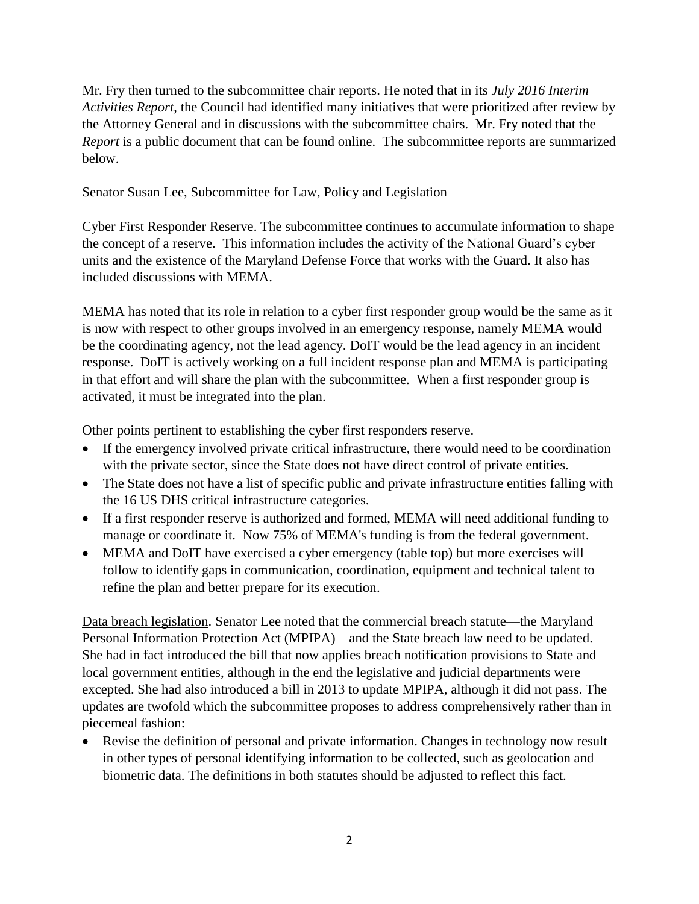Mr. Fry then turned to the subcommittee chair reports. He noted that in its *July 2016 Interim Activities Report*, the Council had identified many initiatives that were prioritized after review by the Attorney General and in discussions with the subcommittee chairs. Mr. Fry noted that the *Report* is a public document that can be found online. The subcommittee reports are summarized below.

Senator Susan Lee, Subcommittee for Law, Policy and Legislation

<u>Cyber First Responder Reserve</u>. The subcommittee continues to accumulate information to shape the concept of a reserve. This information includes the activity of the National Guard's cyber units and the existence of the Maryland Defense Force that works with the Guard. It also has included discussions with MEMA.

MEMA has noted that its role in relation to a cyber first responder group would be the same as it is now with respect to other groups involved in an emergency response, namely MEMA would be the coordinating agency, not the lead agency. DoIT would be the lead agency in an incident response. DoIT is actively working on a full incident response plan and MEMA is participating in that effort and will share the plan with the subcommittee. When a first responder group is activated, it must be integrated into the plan.

Other points pertinent to establishing the cyber first responders reserve.

- If the emergency involved private critical infrastructure, there would need to be coordination with the private sector, since the State does not have direct control of private entities.
- The State does not have a list of specific public and private infrastructure entities falling with the 16 US DHS critical infrastructure categories.
- If a first responder reserve is authorized and formed, MEMA will need additional funding to manage or coordinate it. Now 75% of MEMA's funding is from the federal government.
- MEMA and DoIT have exercised a cyber emergency (table top) but more exercises will follow to identify gaps in communication, coordination, equipment and technical talent to refine the plan and better prepare for its execution.

<u>Data breach legislation</u>. Senator Lee noted that the commercial breach statute—the Maryland Personal Information Protection Act (MPIPA)—and the State breach law need to be updated. She had in fact introduced the bill that now applies breach notification provisions to State and local government entities, although in the end the legislative and judicial departments were excepted. She had also introduced a bill in 2013 to update MPIPA, although it did not pass. The updates are twofold which the subcommittee proposes to address comprehensively rather than in piecemeal fashion:

- Revise the definition of personal and private information. Changes in technology now result in other types of personal identifying information to be collected, such as geolocation and biometric data. The definitions in both statutes should be adjusted to reflect this fact.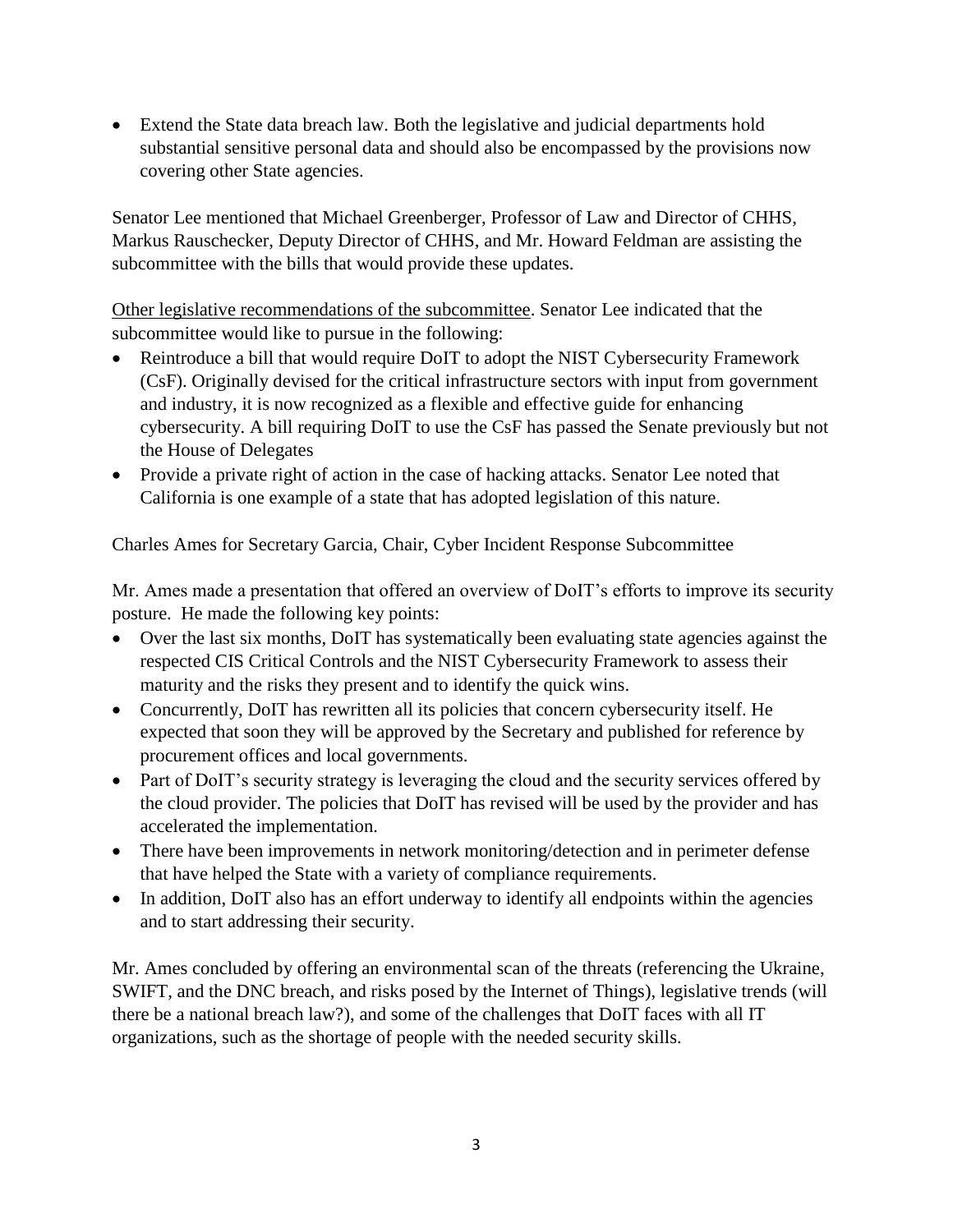- Extend the State data breach law. Both the legislative and judicial departments hold substantial sensitive personal data and should also be encompassed by the provisions now covering other State agencies.

Senator Lee mentioned that Michael Greenberger, Professor of Law and Director of CHHS, Markus Rauschecker, Deputy Director of CHHS, and Mr. Howard Feldman are assisting the subcommittee with the bills that would provide these updates.

<u>Other legislative recommendations of the subcommittee</u>. Senator Lee indicated that the subcommittee would like to pursue in the following:

- Reintroduce a bill that would require DoIT to adopt the NIST Cybersecurity Framework (CsF). Originally devised for the critical infrastructure sectors with input from government and industry, it is now recognized as a flexible and effective guide for enhancing cybersecurity. A bill requiring DoIT to use the CsF has passed the Senate previously but not the House of Delegates
- Provide a private right of action in the case of hacking attacks. Senator Lee noted that California is one example of a state that has adopted legislation of this nature.

Charles Ames for Secretary Garcia, Chair, Cyber Incident Response Subcommittee

Mr. Ames made a presentation that offered an overview of DoIT's efforts to improve its security posture. He made the following key points:

- Over the last six months, DoIT has systematically been evaluating state agencies against the respected CIS Critical Controls and the NIST Cybersecurity Framework to assess their maturity and the risks they present and to identify the quick wins.
- Concurrently, DoIT has rewritten all its policies that concern cybersecurity itself. He expected that soon they will be approved by the Secretary and published for reference by procurement offices and local governments.
- Part of DoIT's security strategy is leveraging the cloud and the security services offered by the cloud provider. The policies that DoIT has revised will be used by the provider and has accelerated the implementation.
- There have been improvements in network monitoring/detection and in perimeter defense that have helped the State with a variety of compliance requirements.
- In addition, DoIT also has an effort underway to identify all endpoints within the agencies and to start addressing their security.

Mr. Ames concluded by offering an environmental scan of the threats (referencing the Ukraine, SWIFT, and the DNC breach, and risks posed by the Internet of Things), legislative trends (will there be a national breach law?), and some of the challenges that DoIT faces with all IT organizations, such as the shortage of people with the needed security skills.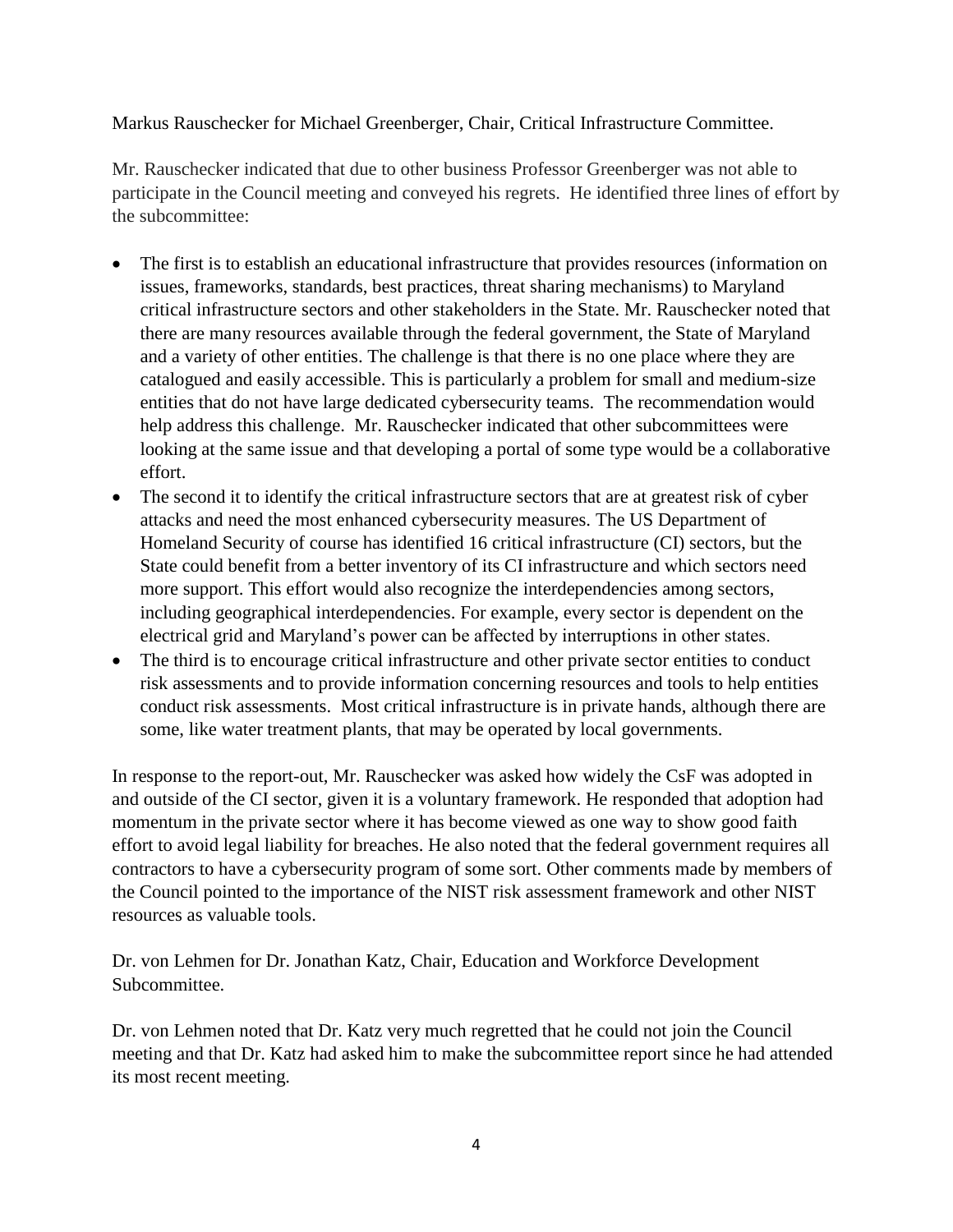Markus Rauschecker for Michael Greenberger, Chair, Critical Infrastructure Committee.

Mr. Rauschecker indicated that due to other business Professor Greenberger was not able to participate in the Council meeting and conveyed his regrets. He identified three lines of effort by the subcommittee:

- The first is to establish an educational infrastructure that provides resources (information on issues, frameworks, standards, best practices, threat sharing mechanisms) to Maryland critical infrastructure sectors and other stakeholders in the State. Mr. Rauschecker noted that there are many resources available through the federal government, the State of Maryland and a variety of other entities. The challenge is that there is no one place where they are catalogued and easily accessible. This is particularly a problem for small and medium-size entities that do not have large dedicated cybersecurity teams. The recommendation would help address this challenge. Mr. Rauschecker indicated that other subcommittees were looking at the same issue and that developing a portal of some type would be a collaborative effort.
- The second it to identify the critical infrastructure sectors that are at greatest risk of cyber attacks and need the most enhanced cybersecurity measures. The US Department of Homeland Security of course has identified 16 critical infrastructure (CI) sectors, but the State could benefit from a better inventory of its CI infrastructure and which sectors need more support. This effort would also recognize the interdependencies among sectors, including geographical interdependencies. For example, every sector is dependent on the electrical grid and Maryland's power can be affected by interruptions in other states.
- The third is to encourage critical infrastructure and other private sector entities to conduct risk assessments and to provide information concerning resources and tools to help entities conduct risk assessments. Most critical infrastructure is in private hands, although there are some, like water treatment plants, that may be operated by local governments.

In response to the report-out, Mr. Rauschecker was asked how widely the CsF was adopted in and outside of the CI sector, given it is a voluntary framework. He responded that adoption had momentum in the private sector where it has become viewed as one way to show good faith effort to avoid legal liability for breaches. He also noted that the federal government requires all contractors to have a cybersecurity program of some sort. Other comments made by members of the Council pointed to the importance of the NIST risk assessment framework and other NIST resources as valuable tools.

Dr. von Lehmen for Dr. Jonathan Katz, Chair, Education and Workforce Development Subcommittee.

Dr. von Lehmen noted that Dr. Katz very much regretted that he could not join the Council meeting and that Dr. Katz had asked him to make the subcommittee report since he had attended its most recent meeting.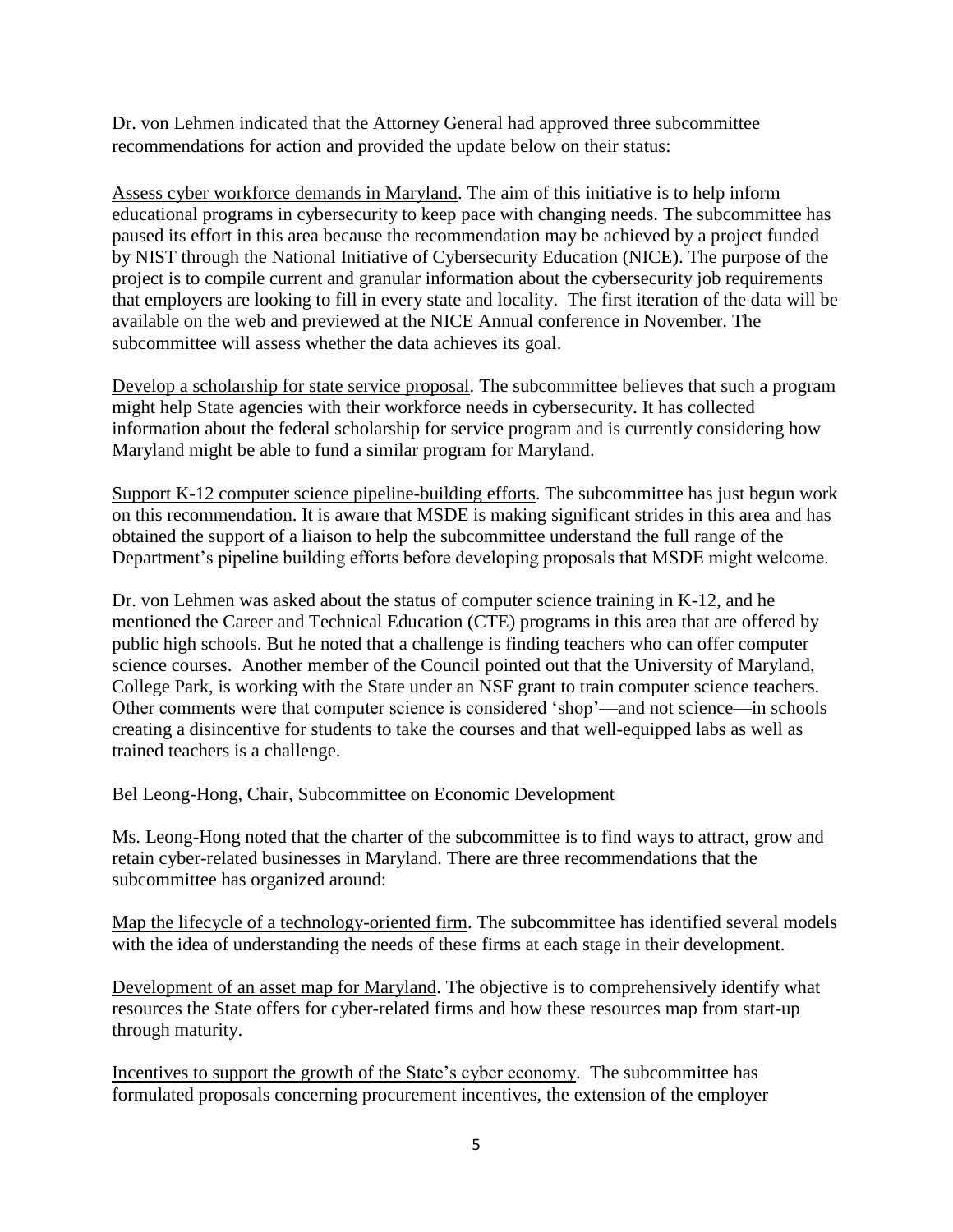Dr. von Lehmen indicated that the Attorney General had approved three subcommittee recommendations for action and provided the update below on their status:

Assess cyber workforce demands in Maryland. The aim of this initiative is to help inform educational programs in cybersecurity to keep pace with changing needs. The subcommittee has paused its effort in this area because the recommendation may be achieved by a project funded by NIST through the National Initiative of Cybersecurity Education (NICE). The purpose of the project is to compile current and granular information about the cybersecurity job requirements that employers are looking to fill in every state and locality. The first iteration of the data will be available on the web and previewed at the NICE Annual conference in November. The subcommittee will assess whether the data achieves its goal.

Develop a scholarship for state service proposal. The subcommittee believes that such a program might help State agencies with their workforce needs in cybersecurity. It has collected information about the federal scholarship for service program and is currently considering how Maryland might be able to fund a similar program for Maryland.

Support K-12 computer science pipeline-building efforts. The subcommittee has just begun work on this recommendation. It is aware that MSDE is making significant strides in this area and has obtained the support of a liaison to help the subcommittee understand the full range of the Department's pipeline building efforts before developing proposals that MSDE might welcome.

Dr. von Lehmen was asked about the status of computer science training in K-12, and he mentioned the Career and Technical Education (CTE) programs in this area that are offered by public high schools. But he noted that a challenge is finding teachers who can offer computer science courses. Another member of the Council pointed out that the University of Maryland, College Park, is working with the State under an NSF grant to train computer science teachers. Other comments were that computer science is considered 'shop'—and not science—in schools creating a disincentive for students to take the courses and that well-equipped labs as well as trained teachers is a challenge.

Bel Leong-Hong, Chair, Subcommittee on Economic Development

Ms. Leong-Hong noted that the charter of the subcommittee is to find ways to attract, grow and retain cyber-related businesses in Maryland. There are three recommendations that the subcommittee has organized around:

Map the lifecycle of a technology-oriented firm. The subcommittee has identified several models with the idea of understanding the needs of these firms at each stage in their development.

Development of an asset map for Maryland. The objective is to comprehensively identify what resources the State offers for cyber-related firms and how these resources map from start-up through maturity.

Incentives to support the growth of the State's cyber economy. The subcommittee has formulated proposals concerning procurement incentives, the extension of the employer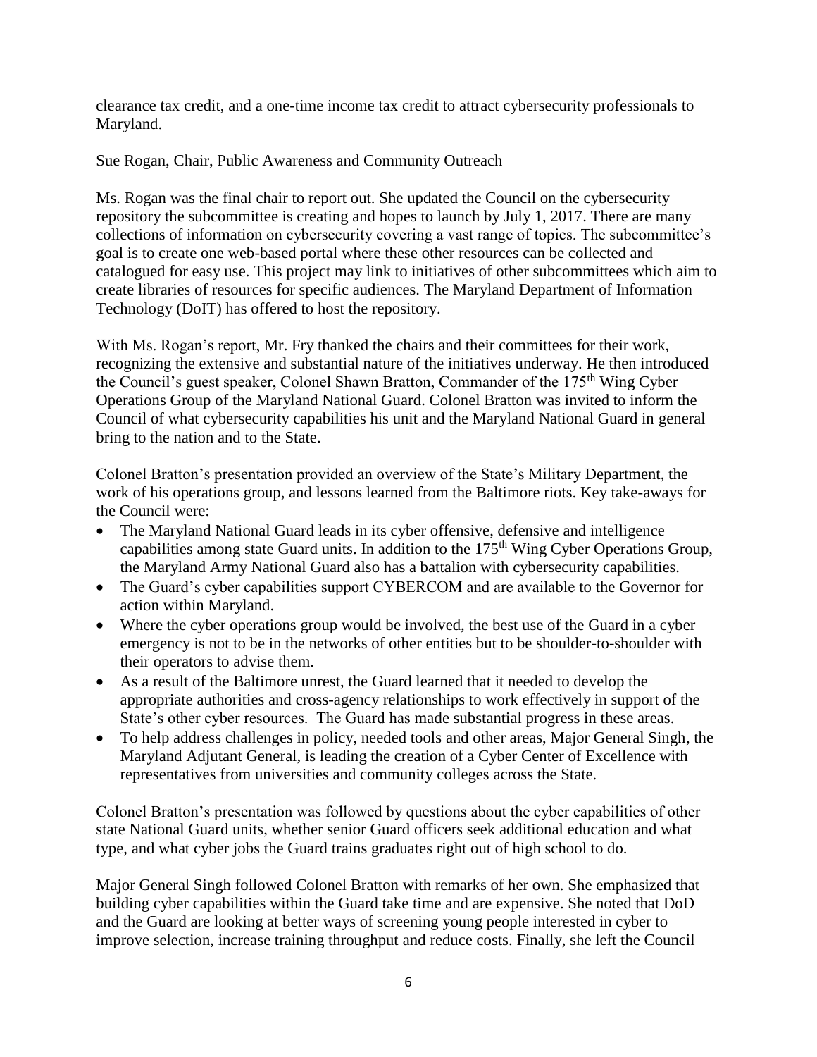clearance tax credit, and a one-time income tax credit to attract cybersecurity professionals to Maryland.

Sue Rogan, Chair, Public Awareness and Community Outreach

Ms. Rogan was the final chair to report out. She updated the Council on the cybersecurity repository the subcommittee is creating and hopes to launch by July 1, 2017. There are many collections of information on cybersecurity covering a vast range of topics. The subcommittee's goal is to create one web-based portal where these other resources can be collected and catalogued for easy use. This project may link to initiatives of other subcommittees which aim to create libraries of resources for specific audiences. The Maryland Department of Information Technology (DoIT) has offered to host the repository.

With Ms. Rogan's report, Mr. Fry thanked the chairs and their committees for their work, recognizing the extensive and substantial nature of the initiatives underway. He then introduced the Council's guest speaker, Colonel Shawn Bratton, Commander of the 175th Wing Cyber Operations Group of the Maryland National Guard. Colonel Bratton was invited to inform the Council of what cybersecurity capabilities his unit and the Maryland National Guard in general bring to the nation and to the State.

Colonel Bratton's presentation provided an overview of the State's Military Department, the work of his operations group, and lessons learned from the Baltimore riots. Key take-aways for the Council were:

- The Maryland National Guard leads in its cyber offensive, defensive and intelligence capabilities among state Guard units. In addition to the 175th Wing Cyber Operations Group, the Maryland Army National Guard also has a battalion with cybersecurity capabilities.
- The Guard's cyber capabilities support CYBERCOM and are available to the Governor for action within Maryland.
- Where the cyber operations group would be involved, the best use of the Guard in a cyber emergency is not to be in the networks of other entities but to be shoulder-to-shoulder with their operators to advise them.
- As a result of the Baltimore unrest, the Guard learned that it needed to develop the appropriate authorities and cross-agency relationships to work effectively in support of the State's other cyber resources. The Guard has made substantial progress in these areas.
- To help address challenges in policy, needed tools and other areas, Major General Singh, the Maryland Adjutant General, is leading the creation of a Cyber Center of Excellence with representatives from universities and community colleges across the State.

Colonel Bratton's presentation was followed by questions about the cyber capabilities of other state National Guard units, whether senior Guard officers seek additional education and what type, and what cyber jobs the Guard trains graduates right out of high school to do.

Major General Singh followed Colonel Bratton with remarks of her own. She emphasized that building cyber capabilities within the Guard take time and are expensive. She noted that DoD and the Guard are looking at better ways of screening young people interested in cyber to improve selection, increase training throughput and reduce costs. Finally, she left the Council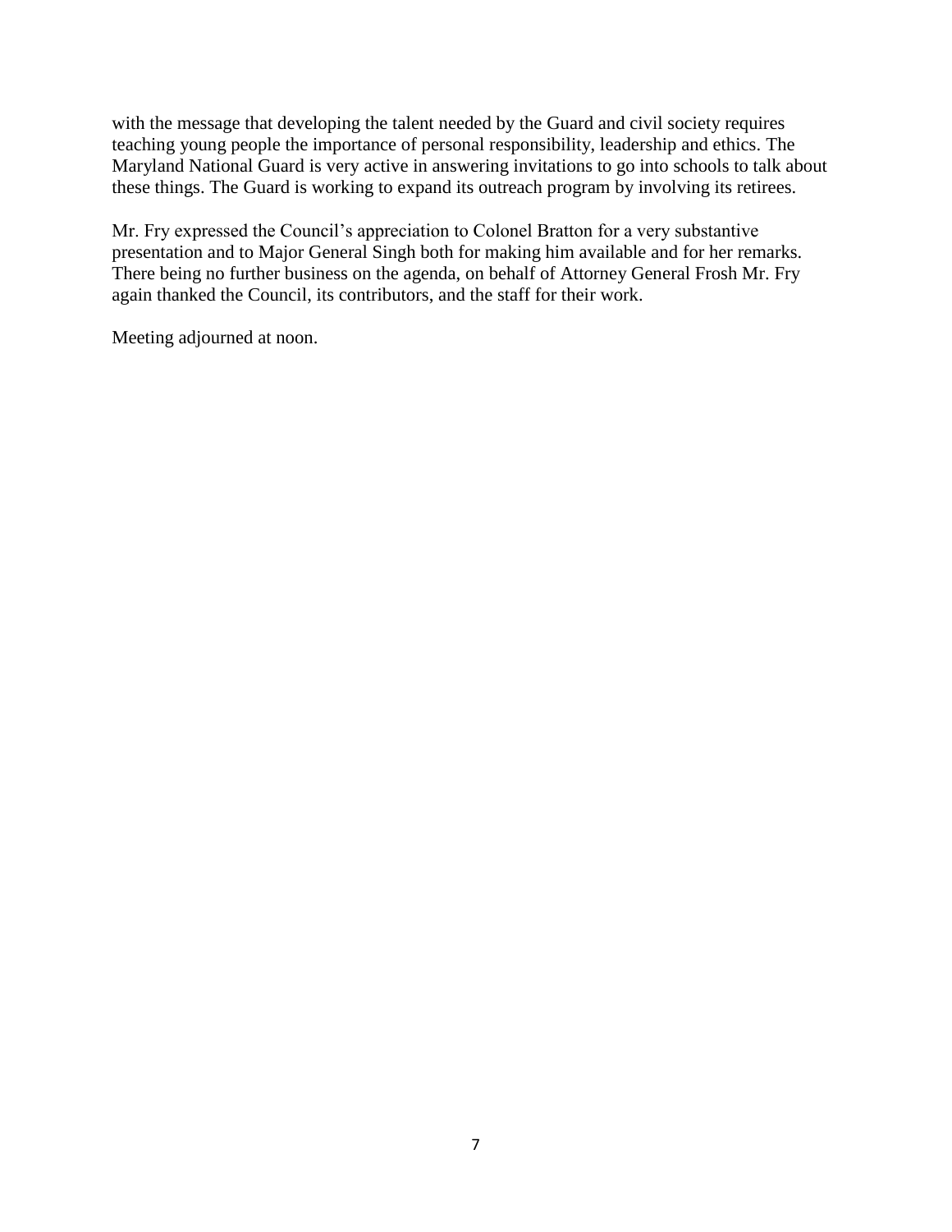with the message that developing the talent needed by the Guard and civil society requires teaching young people the importance of personal responsibility, leadership and ethics. The Maryland National Guard is very active in answering invitations to go into schools to talk about these things. The Guard is working to expand its outreach program by involving its retirees.

Mr. Fry expressed the Council's appreciation to Colonel Bratton for a very substantive presentation and to Major General Singh both for making him available and for her remarks. There being no further business on the agenda, on behalf of Attorney General Frosh Mr. Fry again thanked the Council, its contributors, and the staff for their work.

Meeting adjourned at noon.